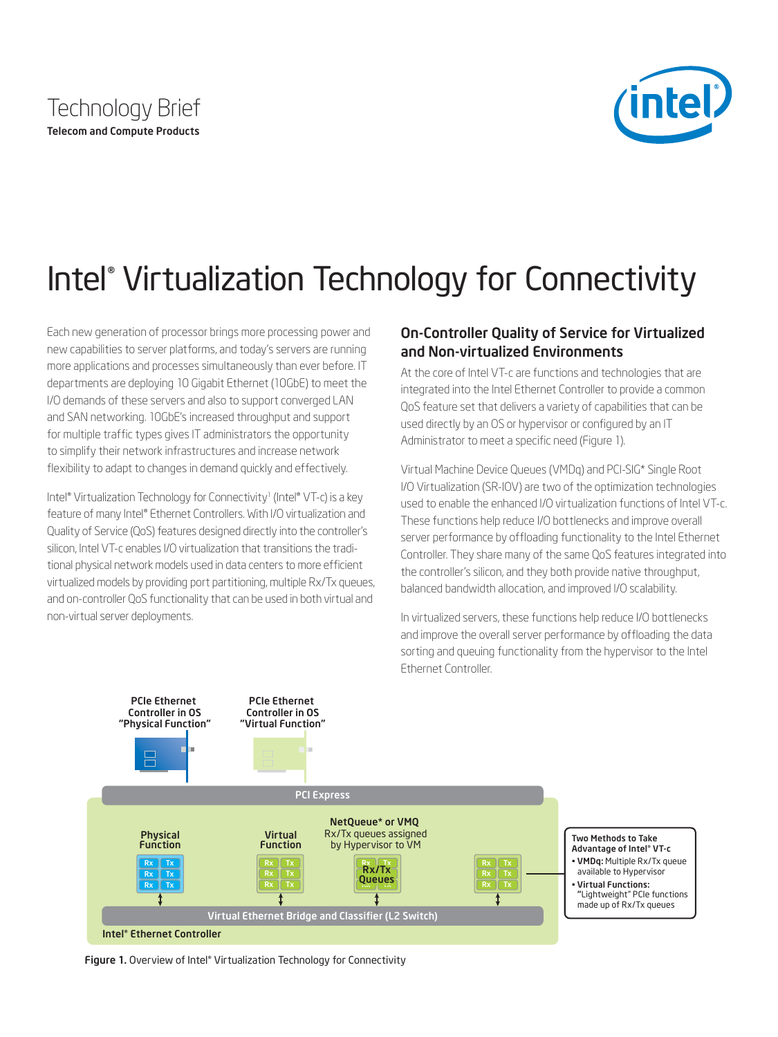Technology Brief
Telecom and Compute Products

# Intel® Virtualization Technology for Connectivity

Each new generation of processor brings more processing power and new capabilities to server platforms, and today's servers are running more applications and processes simultaneously than ever before. IT departments are deploying 10 Gigabit Ethernet (10GbE) to meet the I/O demands of these servers and also to support converged LAN and SAN networking. 10GbE's increased throughput and support for multiple traffic types gives IT administrators the opportunity to simplify their network infrastructures and increase network flexibility to adapt to changes in demand quickly and effectively.

Intel® Virtualization Technology for Connectivity[1] (Intel® VT-c) is a key feature of many Intel® Ethernet Controllers. With I/O virtualization and Quality of Service (QoS) features designed directly into the controller's silicon, Intel VT-c enables I/O virtualization that transitions the traditional physical network models used in data centers to more efficient virtualized models by providing port partitioning, multiple Rx/Tx queues, and on-controller QoS functionality that can be used in both virtual and non-virtual server deployments.

## On-Controller Quality of Service for Virtualized and Non-virtualized Environments

At the core of Intel VT-c are functions and technologies that are integrated into the Intel Ethernet Controller to provide a common QoS feature set that delivers a variety of capabilities that can be used directly by an OS or hypervisor or configured by an IT Administrator to meet a specific need (Figure 1).

Virtual Machine Device Queues (VMDq) and PCI-SIG* Single Root I/O Virtualization (SR-IOV) are two of the optimization technologies used to enable the enhanced I/O virtualization functions of Intel VT-c. These functions help reduce I/O bottlenecks and improve overall server performance by offloading functionality to the Intel Ethernet Controller. They share many of the same QoS features integrated into the controller's silicon, and they both provide native throughput, balanced bandwidth allocation, and improved I/O scalability.

In virtualized servers, these functions help reduce I/O bottlenecks and improve the overall server performance by offloading the data sorting and queuing functionality from the hypervisor to the Intel Ethernet Controller.

**Figure 1.** Overview of Intel® Virtualization Technology for Connectivity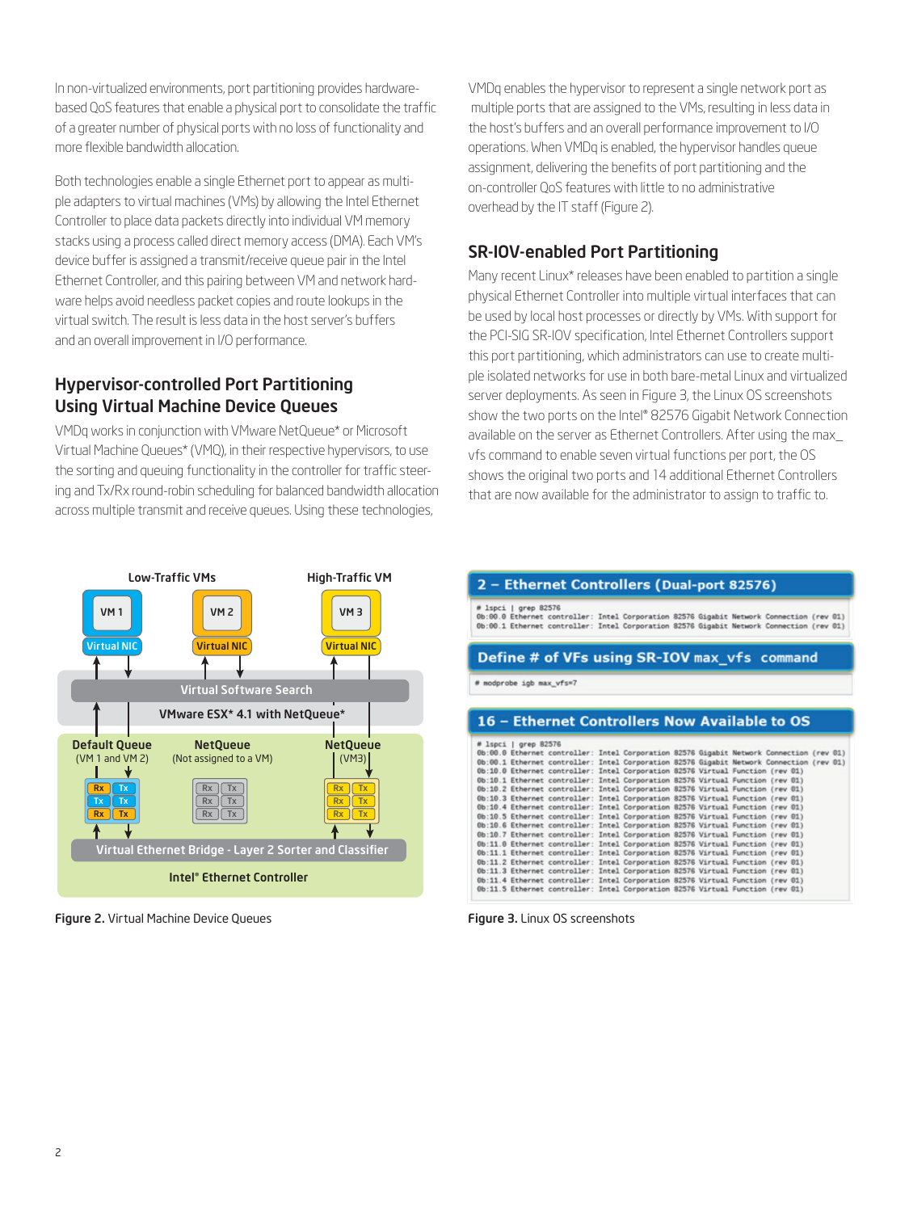In non-virtualized environments, port partitioning provides hardware-based QoS features that enable a physical port to consolidate the traffic of a greater number of physical ports with no loss of functionality and more flexible bandwidth allocation.

Both technologies enable a single Ethernet port to appear as multiple adapters to virtual machines (VMs) by allowing the Intel Ethernet Controller to place data packets directly into individual VM memory stacks using a process called direct memory access (DMA). Each VM's device buffer is assigned a transmit/receive queue pair in the Intel Ethernet Controller, and this pairing between VM and network hardware helps avoid needless packet copies and route lookups in the virtual switch. The result is less data in the host server's buffers and an overall improvement in I/O performance.

## Hypervisor-controlled Port Partitioning Using Virtual Machine Device Queues

VMDq works in conjunction with VMware NetQueue* or Microsoft Virtual Machine Queues* (VMQ), in their respective hypervisors, to use the sorting and queuing functionality in the controller for traffic steering and Tx/Rx round-robin scheduling for balanced bandwidth allocation across multiple transmit and receive queues. Using these technologies, VMDq enables the hypervisor to represent a single network port as multiple ports that are assigned to the VMs, resulting in less data in the host's buffers and an overall performance improvement to I/O operations. When VMDq is enabled, the hypervisor handles queue assignment, delivering the benefits of port partitioning and the on-controller QoS features with little to no administrative overhead by the IT staff (Figure 2).

## SR-IOV-enabled Port Partitioning

Many recent Linux* releases have been enabled to partition a single physical Ethernet Controller into multiple virtual interfaces that can be used by local host processes or directly by VMs. With support for the PCI-SIG SR-IOV specification, Intel Ethernet Controllers support this port partitioning, which administrators can use to create multiple isolated networks for use in both bare-metal Linux and virtualized server deployments. As seen in Figure 3, the Linux OS screenshots show the two ports on the Intel® 82576 Gigabit Network Connection available on the server as Ethernet Controllers. After using the max_vfs command to enable seven virtual functions per port, the OS shows the original two ports and 14 additional Ethernet Controllers that are now available for the administrator to assign to traffic to.

Low-Traffic VMs | High-Traffic VM

VM 1 — Virtual NIC | VM 2 — Virtual NIC | VM 3 — Virtual NIC

Virtual Software Search

VMware ESX* 4.1 with NetQueue*

Default Queue (VM 1 and VM 2) | NetQueue (Not assigned to a VM) | NetQueue (VM3)

Virtual Ethernet Bridge - Layer 2 Sorter and Classifier

Intel® Ethernet Controller

**Figure 2.** Virtual Machine Device Queues

**2 – Ethernet Controllers (Dual-port 82576)**

```
# lspci | grep 82576
0b:00.0 Ethernet controller: Intel Corporation 82576 Gigabit Network Connection (rev 01)
0b:00.1 Ethernet controller: Intel Corporation 82576 Gigabit Network Connection (rev 01)
```

**Define # of VFs using SR-IOV max_vfs command**

```
# modprobe igb max_vfs=7
```

**16 – Ethernet Controllers Now Available to OS**

```
# lspci | grep 82576
0b:00.0 Ethernet controller: Intel Corporation 82576 Gigabit Network Connection (rev 01)
0b:00.1 Ethernet controller: Intel Corporation 82576 Gigabit Network Connection (rev 01)
0b:10.0 Ethernet controller: Intel Corporation 82576 Virtual Function (rev 01)
0b:10.1 Ethernet controller: Intel Corporation 82576 Virtual Function (rev 01)
0b:10.2 Ethernet controller: Intel Corporation 82576 Virtual Function (rev 01)
0b:10.3 Ethernet controller: Intel Corporation 82576 Virtual Function (rev 01)
0b:10.4 Ethernet controller: Intel Corporation 82576 Virtual Function (rev 01)
0b:10.5 Ethernet controller: Intel Corporation 82576 Virtual Function (rev 01)
0b:10.6 Ethernet controller: Intel Corporation 82576 Virtual Function (rev 01)
0b:10.7 Ethernet controller: Intel Corporation 82576 Virtual Function (rev 01)
0b:11.0 Ethernet controller: Intel Corporation 82576 Virtual Function (rev 01)
0b:11.1 Ethernet controller: Intel Corporation 82576 Virtual Function (rev 01)
0b:11.2 Ethernet controller: Intel Corporation 82576 Virtual Function (rev 01)
0b:11.3 Ethernet controller: Intel Corporation 82576 Virtual Function (rev 01)
0b:11.4 Ethernet controller: Intel Corporation 82576 Virtual Function (rev 01)
0b:11.5 Ethernet controller: Intel Corporation 82576 Virtual Function (rev 01)
```

**Figure 3.** Linux OS screenshots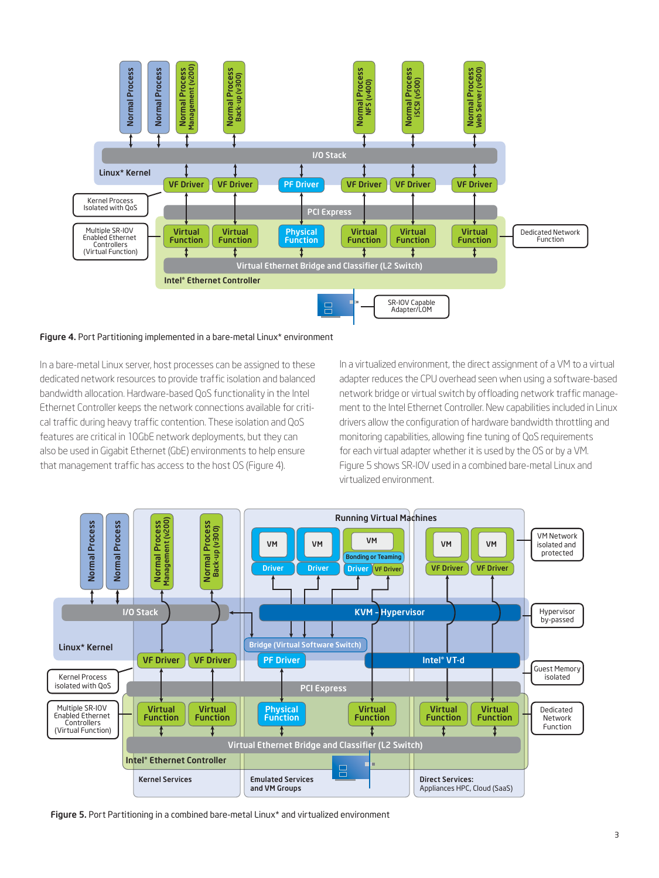**Figure 4.** Port Partitioning implemented in a bare-metal Linux* environment

In a bare-metal Linux server, host processes can be assigned to these dedicated network resources to provide traffic isolation and balanced bandwidth allocation. Hardware-based QoS functionality in the Intel Ethernet Controller keeps the network connections available for critical traffic during heavy traffic contention. These isolation and QoS features are critical in 10GbE network deployments, but they can also be used in Gigabit Ethernet (GbE) environments to help ensure that management traffic has access to the host OS (Figure 4).

In a virtualized environment, the direct assignment of a VM to a virtual adapter reduces the CPU overhead seen when using a software-based network bridge or virtual switch by offloading network traffic management to the Intel Ethernet Controller. New capabilities included in Linux drivers allow the configuration of hardware bandwidth throttling and monitoring capabilities, allowing fine tuning of QoS requirements for each virtual adapter whether it is used by the OS or by a VM. Figure 5 shows SR-IOV used in a combined bare-metal Linux and virtualized environment.

**Figure 5.** Port Partitioning in a combined bare-metal Linux* and virtualized environment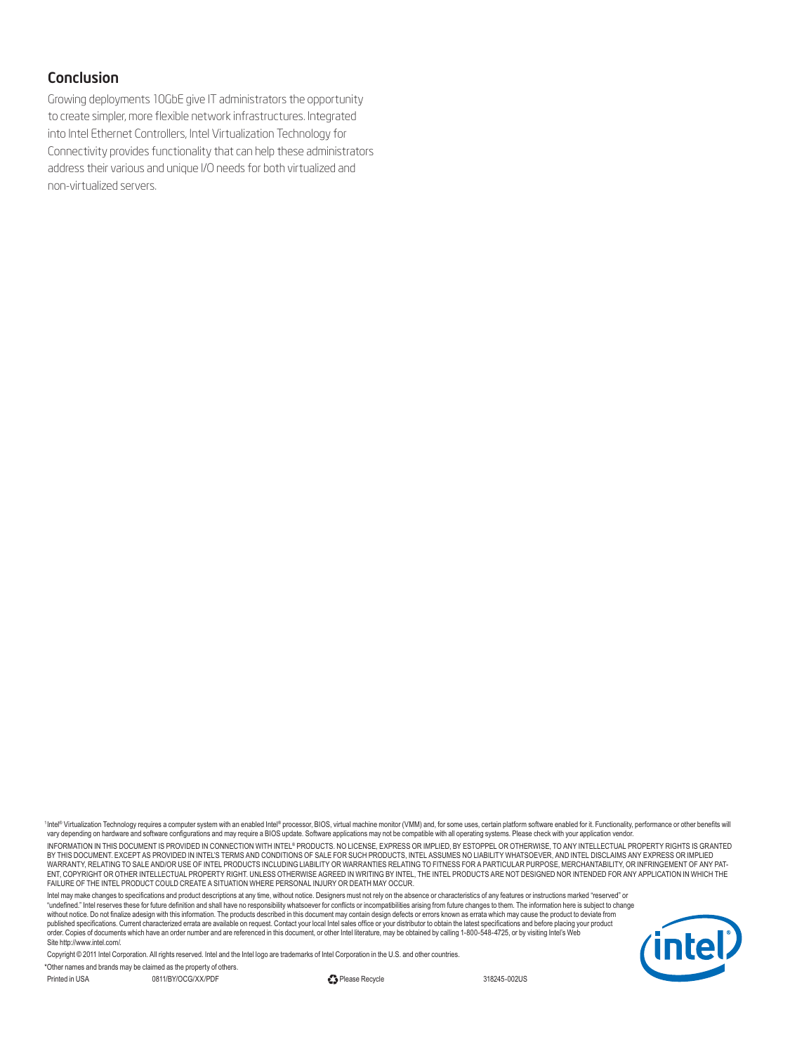## Conclusion

Growing deployments 10GbE give IT administrators the opportunity to create simpler, more flexible network infrastructures. Integrated into Intel Ethernet Controllers, Intel Virtualization Technology for Connectivity provides functionality that can help these administrators address their various and unique I/O needs for both virtualized and non-virtualized servers.

[1] Intel® Virtualization Technology requires a computer system with an enabled Intel® processor, BIOS, virtual machine monitor (VMM) and, for some uses, certain platform software enabled for it. Functionality, performance or other benefits will vary depending on hardware and software configurations and may require a BIOS update. Software applications may not be compatible with all operating systems. Please check with your application vendor.

INFORMATION IN THIS DOCUMENT IS PROVIDED IN CONNECTION WITH INTEL® PRODUCTS. NO LICENSE, EXPRESS OR IMPLIED, BY ESTOPPEL OR OTHERWISE, TO ANY INTELLECTUAL PROPERTY RIGHTS IS GRANTED BY THIS DOCUMENT. EXCEPT AS PROVIDED IN INTEL'S TERMS AND CONDITIONS OF SALE FOR SUCH PRODUCTS, INTEL ASSUMES NO LIABILITY WHATSOEVER, AND INTEL DISCLAIMS ANY EXPRESS OR IMPLIED WARRANTY, RELATING TO SALE AND/OR USE OF INTEL PRODUCTS INCLUDING LIABILITY OR WARRANTIES RELATING TO FITNESS FOR A PARTICULAR PURPOSE, MERCHANTABILITY, OR INFRINGEMENT OF ANY PATENT, COPYRIGHT OR OTHER INTELLECTUAL PROPERTY RIGHT. UNLESS OTHERWISE AGREED IN WRITING BY INTEL, THE INTEL PRODUCTS ARE NOT DESIGNED NOR INTENDED FOR ANY APPLICATION IN WHICH THE FAILURE OF THE INTEL PRODUCT COULD CREATE A SITUATION WHERE PERSONAL INJURY OR DEATH MAY OCCUR.

Intel may make changes to specifications and product descriptions at any time, without notice. Designers must not rely on the absence or characteristics of any features or instructions marked "reserved" or "undefined." Intel reserves these for future definition and shall have no responsibility whatsoever for conflicts or incompatibilities arising from future changes to them. The information here is subject to change without notice. Do not finalize adesign with this information. The products described in this document may contain design defects or errors known as errata which may cause the product to deviate from published specifications. Current characterized errata are available on request. Contact your local Intel sales office or your distributor to obtain the latest specifications and before placing your product order. Copies of documents which have an order number and are referenced in this document, or other Intel literature, may be obtained by calling 1-800-548-4725, or by visiting Intel's Web Site http://www.intel.com/.

Copyright © 2011 Intel Corporation. All rights reserved. Intel and the Intel logo are trademarks of Intel Corporation in the U.S. and other countries.

*Other names and brands may be claimed as the property of others.

Printed in USA 0811/BY/OCG/XX/PDF Please Recycle 318245-002US